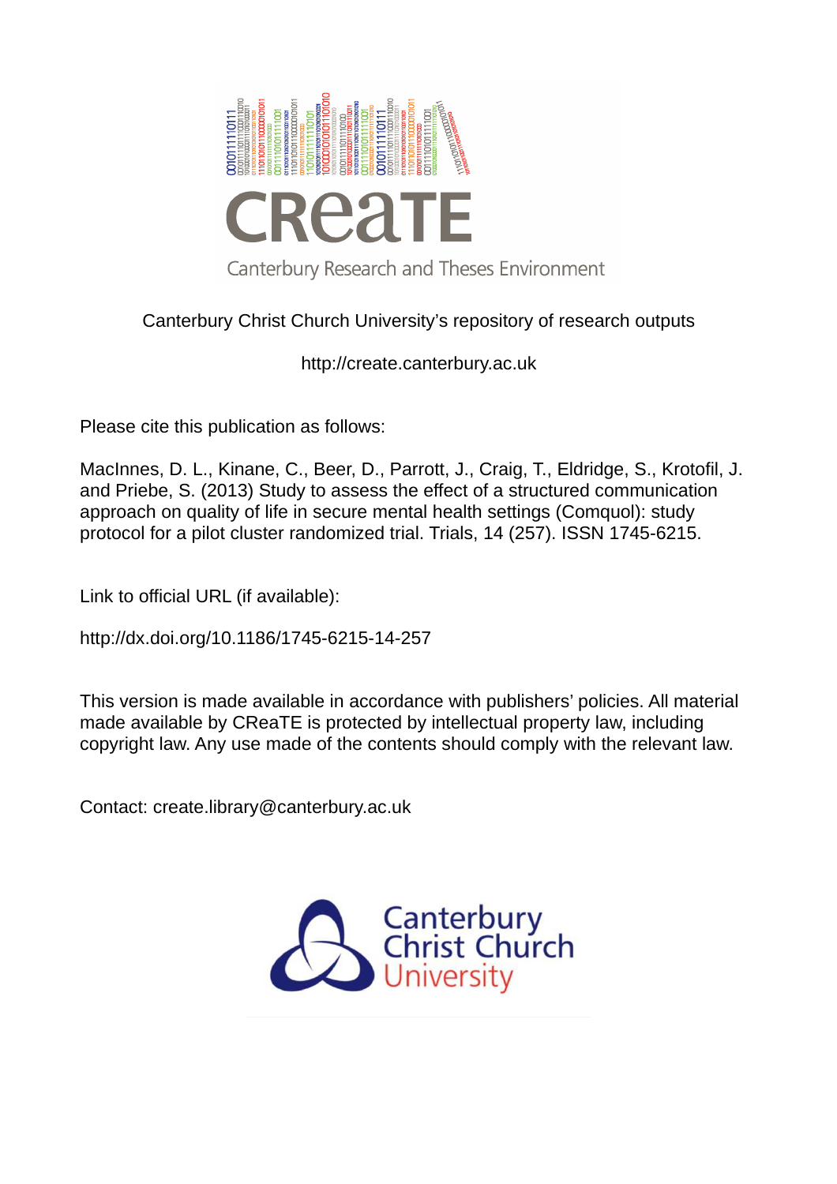CReaTE

Canterbury Research and Theses Environment

Canterbury Christ Church University's repository of research outputs

http://create.canterbury.ac.uk

Please cite this publication as follows:

MacInnes, D. L., Kinane, C., Beer, D., Parrott, J., Craig, T., Eldridge, S., Krotofil, J. and Priebe, S. (2013) Study to assess the effect of a structured communication approach on quality of life in secure mental health settings (Comquol): study protocol for a pilot cluster randomized trial. Trials, 14 (257). ISSN 1745-6215.

Link to official URL (if available):

http://dx.doi.org/10.1186/1745-6215-14-257

This version is made available in accordance with publishers' policies. All material made available by CReaTE is protected by intellectual property law, including copyright law. Any use made of the contents should comply with the relevant law.

Contact: create.library@canterbury.ac.uk

Canterbury Christ Church University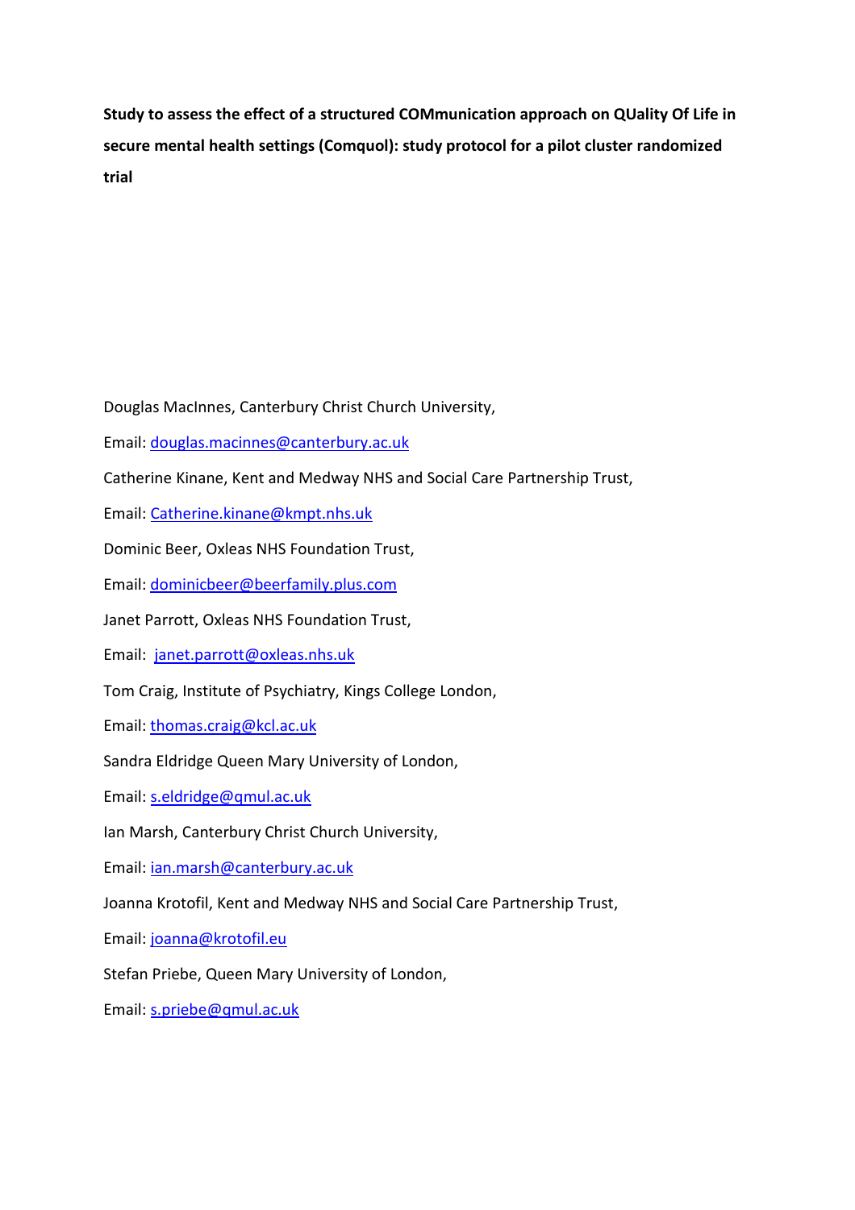**Study to assess the effect of a structured COMmunication approach on QUality Of Life in secure mental health settings (Comquol): study protocol for a pilot cluster randomized trial**

Douglas MacInnes, Canterbury Christ Church University,

Email: douglas.macinnes@canterbury.ac.uk

Catherine Kinane, Kent and Medway NHS and Social Care Partnership Trust,

Email: Catherine.kinane@kmpt.nhs.uk

Dominic Beer, Oxleas NHS Foundation Trust,

Email: dominicbeer@beerfamily.plus.com

Janet Parrott, Oxleas NHS Foundation Trust,

Email: janet.parrott@oxleas.nhs.uk

Tom Craig, Institute of Psychiatry, Kings College London,

Email: thomas.craig@kcl.ac.uk

Sandra Eldridge Queen Mary University of London,

Email: s.eldridge@qmul.ac.uk

Ian Marsh, Canterbury Christ Church University,

Email: ian.marsh@canterbury.ac.uk

Joanna Krotofil, Kent and Medway NHS and Social Care Partnership Trust,

Email: joanna@krotofil.eu

Stefan Priebe, Queen Mary University of London,

Email: s.priebe@qmul.ac.uk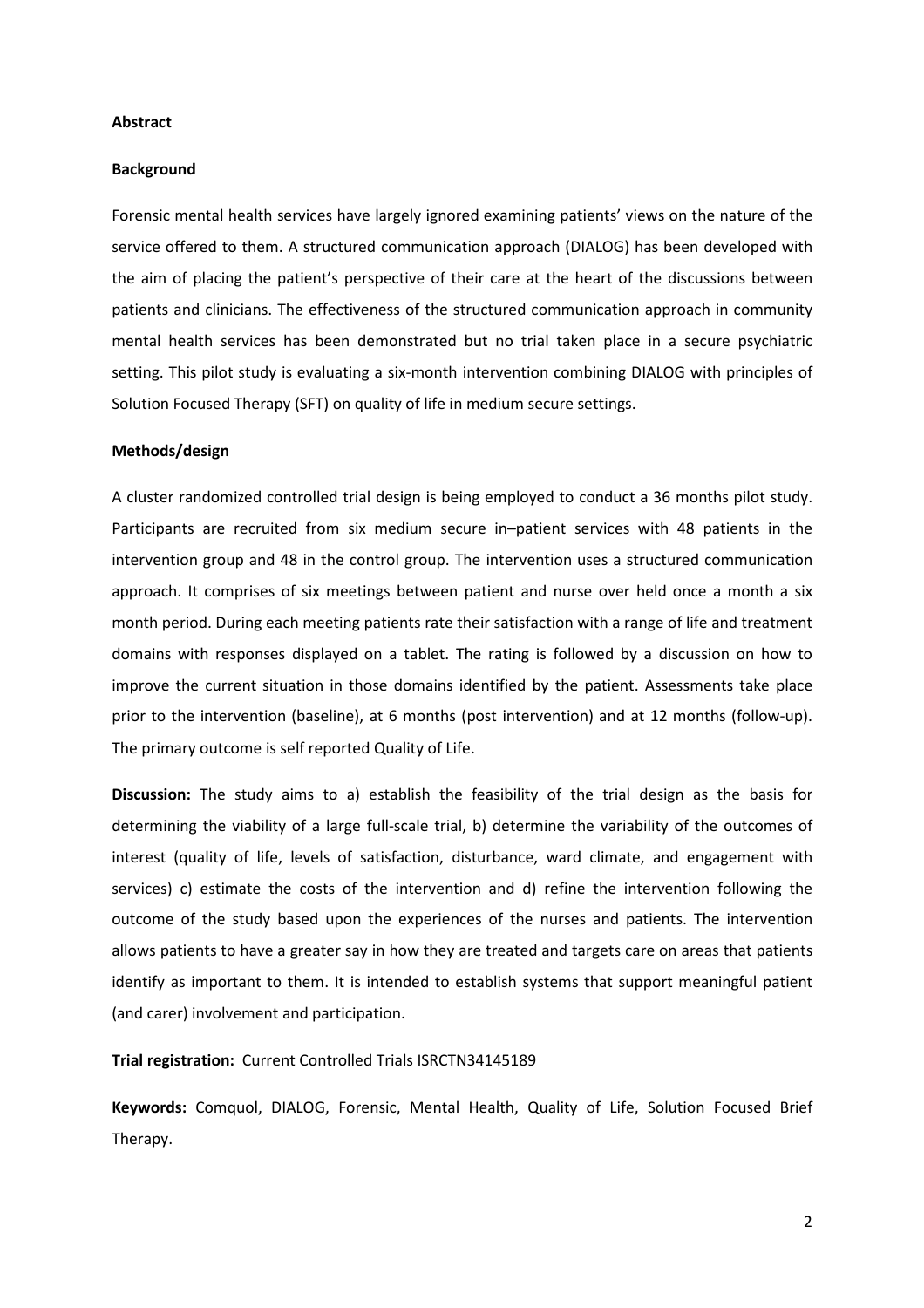## Abstract

### Background

Forensic mental health services have largely ignored examining patients' views on the nature of the service offered to them. A structured communication approach (DIALOG) has been developed with the aim of placing the patient's perspective of their care at the heart of the discussions between patients and clinicians. The effectiveness of the structured communication approach in community mental health services has been demonstrated but no trial taken place in a secure psychiatric setting. This pilot study is evaluating a six-month intervention combining DIALOG with principles of Solution Focused Therapy (SFT) on quality of life in medium secure settings.

### Methods/design

A cluster randomized controlled trial design is being employed to conduct a 36 months pilot study. Participants are recruited from six medium secure in–patient services with 48 patients in the intervention group and 48 in the control group. The intervention uses a structured communication approach. It comprises of six meetings between patient and nurse over held once a month a six month period. During each meeting patients rate their satisfaction with a range of life and treatment domains with responses displayed on a tablet. The rating is followed by a discussion on how to improve the current situation in those domains identified by the patient. Assessments take place prior to the intervention (baseline), at 6 months (post intervention) and at 12 months (follow-up). The primary outcome is self reported Quality of Life.

**Discussion:** The study aims to a) establish the feasibility of the trial design as the basis for determining the viability of a large full-scale trial, b) determine the variability of the outcomes of interest (quality of life, levels of satisfaction, disturbance, ward climate, and engagement with services) c) estimate the costs of the intervention and d) refine the intervention following the outcome of the study based upon the experiences of the nurses and patients. The intervention allows patients to have a greater say in how they are treated and targets care on areas that patients identify as important to them. It is intended to establish systems that support meaningful patient (and carer) involvement and participation.

**Trial registration:** Current Controlled Trials ISRCTN34145189

**Keywords:** Comquol, DIALOG, Forensic, Mental Health, Quality of Life, Solution Focused Brief Therapy.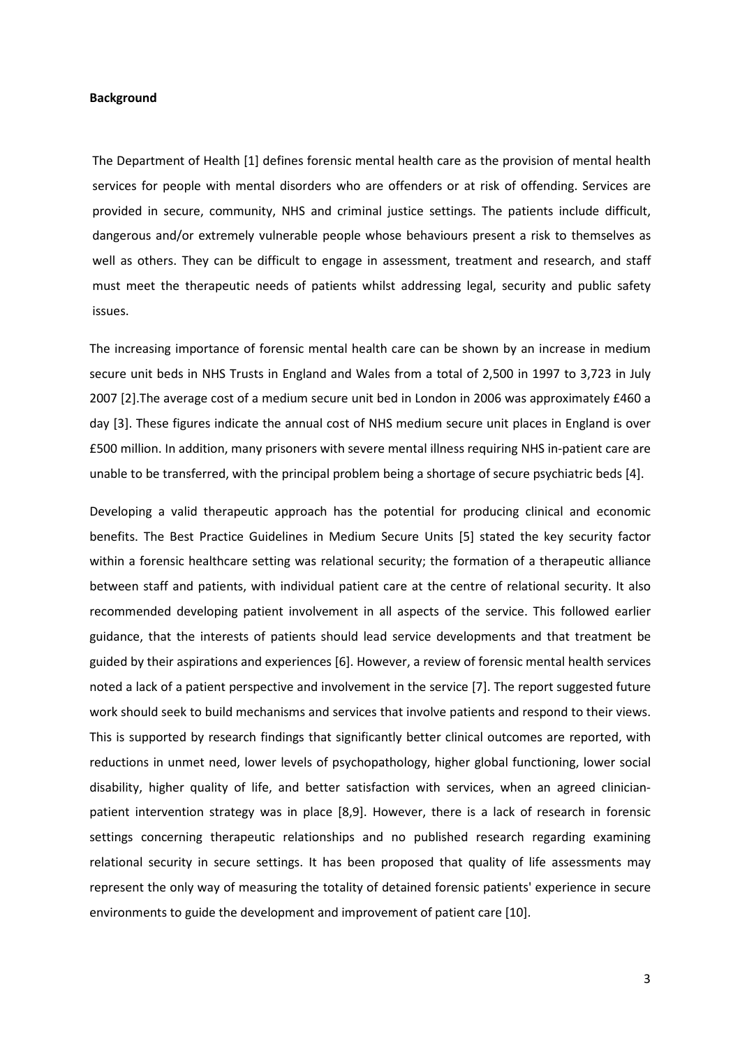**Background**

The Department of Health [1] defines forensic mental health care as the provision of mental health services for people with mental disorders who are offenders or at risk of offending. Services are provided in secure, community, NHS and criminal justice settings. The patients include difficult, dangerous and/or extremely vulnerable people whose behaviours present a risk to themselves as well as others. They can be difficult to engage in assessment, treatment and research, and staff must meet the therapeutic needs of patients whilst addressing legal, security and public safety issues.

The increasing importance of forensic mental health care can be shown by an increase in medium secure unit beds in NHS Trusts in England and Wales from a total of 2,500 in 1997 to 3,723 in July 2007 [2].The average cost of a medium secure unit bed in London in 2006 was approximately £460 a day [3]. These figures indicate the annual cost of NHS medium secure unit places in England is over £500 million. In addition, many prisoners with severe mental illness requiring NHS in-patient care are unable to be transferred, with the principal problem being a shortage of secure psychiatric beds [4].

Developing a valid therapeutic approach has the potential for producing clinical and economic benefits. The Best Practice Guidelines in Medium Secure Units [5] stated the key security factor within a forensic healthcare setting was relational security; the formation of a therapeutic alliance between staff and patients, with individual patient care at the centre of relational security. It also recommended developing patient involvement in all aspects of the service. This followed earlier guidance, that the interests of patients should lead service developments and that treatment be guided by their aspirations and experiences [6]. However, a review of forensic mental health services noted a lack of a patient perspective and involvement in the service [7]. The report suggested future work should seek to build mechanisms and services that involve patients and respond to their views. This is supported by research findings that significantly better clinical outcomes are reported, with reductions in unmet need, lower levels of psychopathology, higher global functioning, lower social disability, higher quality of life, and better satisfaction with services, when an agreed clinician-patient intervention strategy was in place [8,9]. However, there is a lack of research in forensic settings concerning therapeutic relationships and no published research regarding examining relational security in secure settings. It has been proposed that quality of life assessments may represent the only way of measuring the totality of detained forensic patients' experience in secure environments to guide the development and improvement of patient care [10].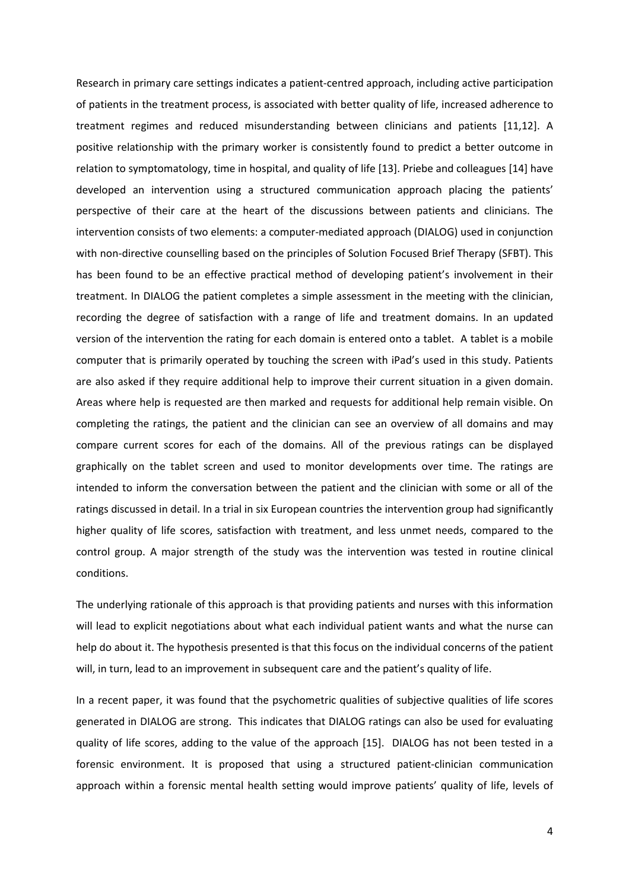Research in primary care settings indicates a patient-centred approach, including active participation of patients in the treatment process, is associated with better quality of life, increased adherence to treatment regimes and reduced misunderstanding between clinicians and patients [11,12]. A positive relationship with the primary worker is consistently found to predict a better outcome in relation to symptomatology, time in hospital, and quality of life [13]. Priebe and colleagues [14] have developed an intervention using a structured communication approach placing the patients' perspective of their care at the heart of the discussions between patients and clinicians. The intervention consists of two elements: a computer-mediated approach (DIALOG) used in conjunction with non-directive counselling based on the principles of Solution Focused Brief Therapy (SFBT). This has been found to be an effective practical method of developing patient's involvement in their treatment. In DIALOG the patient completes a simple assessment in the meeting with the clinician, recording the degree of satisfaction with a range of life and treatment domains. In an updated version of the intervention the rating for each domain is entered onto a tablet. A tablet is a mobile computer that is primarily operated by touching the screen with iPad's used in this study. Patients are also asked if they require additional help to improve their current situation in a given domain. Areas where help is requested are then marked and requests for additional help remain visible. On completing the ratings, the patient and the clinician can see an overview of all domains and may compare current scores for each of the domains. All of the previous ratings can be displayed graphically on the tablet screen and used to monitor developments over time. The ratings are intended to inform the conversation between the patient and the clinician with some or all of the ratings discussed in detail. In a trial in six European countries the intervention group had significantly higher quality of life scores, satisfaction with treatment, and less unmet needs, compared to the control group. A major strength of the study was the intervention was tested in routine clinical conditions.

The underlying rationale of this approach is that providing patients and nurses with this information will lead to explicit negotiations about what each individual patient wants and what the nurse can help do about it. The hypothesis presented is that this focus on the individual concerns of the patient will, in turn, lead to an improvement in subsequent care and the patient's quality of life.

In a recent paper, it was found that the psychometric qualities of subjective qualities of life scores generated in DIALOG are strong. This indicates that DIALOG ratings can also be used for evaluating quality of life scores, adding to the value of the approach [15]. DIALOG has not been tested in a forensic environment. It is proposed that using a structured patient-clinician communication approach within a forensic mental health setting would improve patients' quality of life, levels of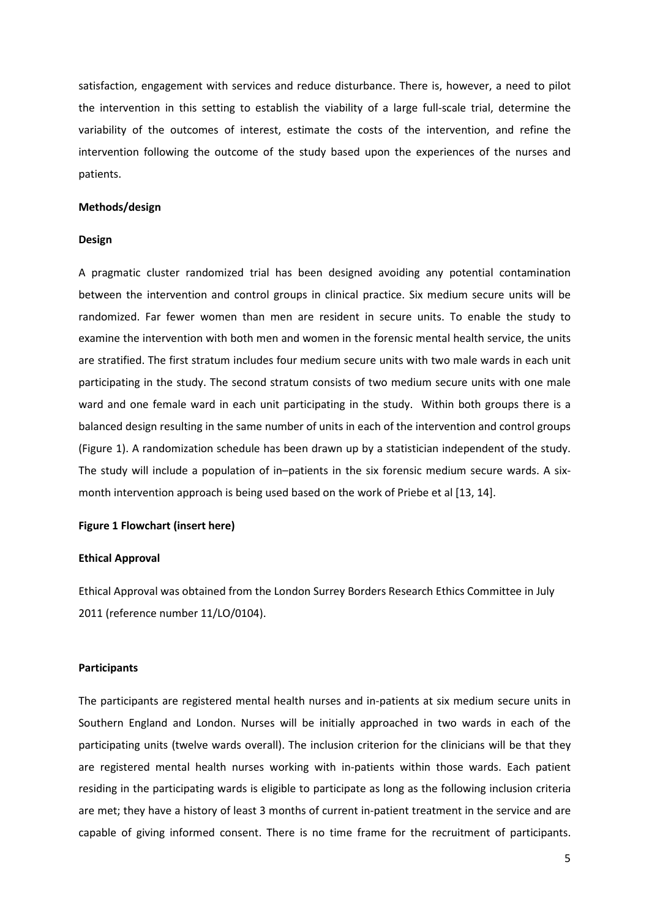satisfaction, engagement with services and reduce disturbance. There is, however, a need to pilot the intervention in this setting to establish the viability of a large full-scale trial, determine the variability of the outcomes of interest, estimate the costs of the intervention, and refine the intervention following the outcome of the study based upon the experiences of the nurses and patients.

## Methods/design

### Design

A pragmatic cluster randomized trial has been designed avoiding any potential contamination between the intervention and control groups in clinical practice. Six medium secure units will be randomized. Far fewer women than men are resident in secure units. To enable the study to examine the intervention with both men and women in the forensic mental health service, the units are stratified. The first stratum includes four medium secure units with two male wards in each unit participating in the study. The second stratum consists of two medium secure units with one male ward and one female ward in each unit participating in the study. Within both groups there is a balanced design resulting in the same number of units in each of the intervention and control groups (Figure 1). A randomization schedule has been drawn up by a statistician independent of the study. The study will include a population of in–patients in the six forensic medium secure wards. A six-month intervention approach is being used based on the work of Priebe et al [13, 14].

**Figure 1 Flowchart (insert here)**

### Ethical Approval

Ethical Approval was obtained from the London Surrey Borders Research Ethics Committee in July 2011 (reference number 11/LO/0104).

### Participants

The participants are registered mental health nurses and in-patients at six medium secure units in Southern England and London. Nurses will be initially approached in two wards in each of the participating units (twelve wards overall). The inclusion criterion for the clinicians will be that they are registered mental health nurses working with in-patients within those wards. Each patient residing in the participating wards is eligible to participate as long as the following inclusion criteria are met; they have a history of least 3 months of current in-patient treatment in the service and are capable of giving informed consent. There is no time frame for the recruitment of participants.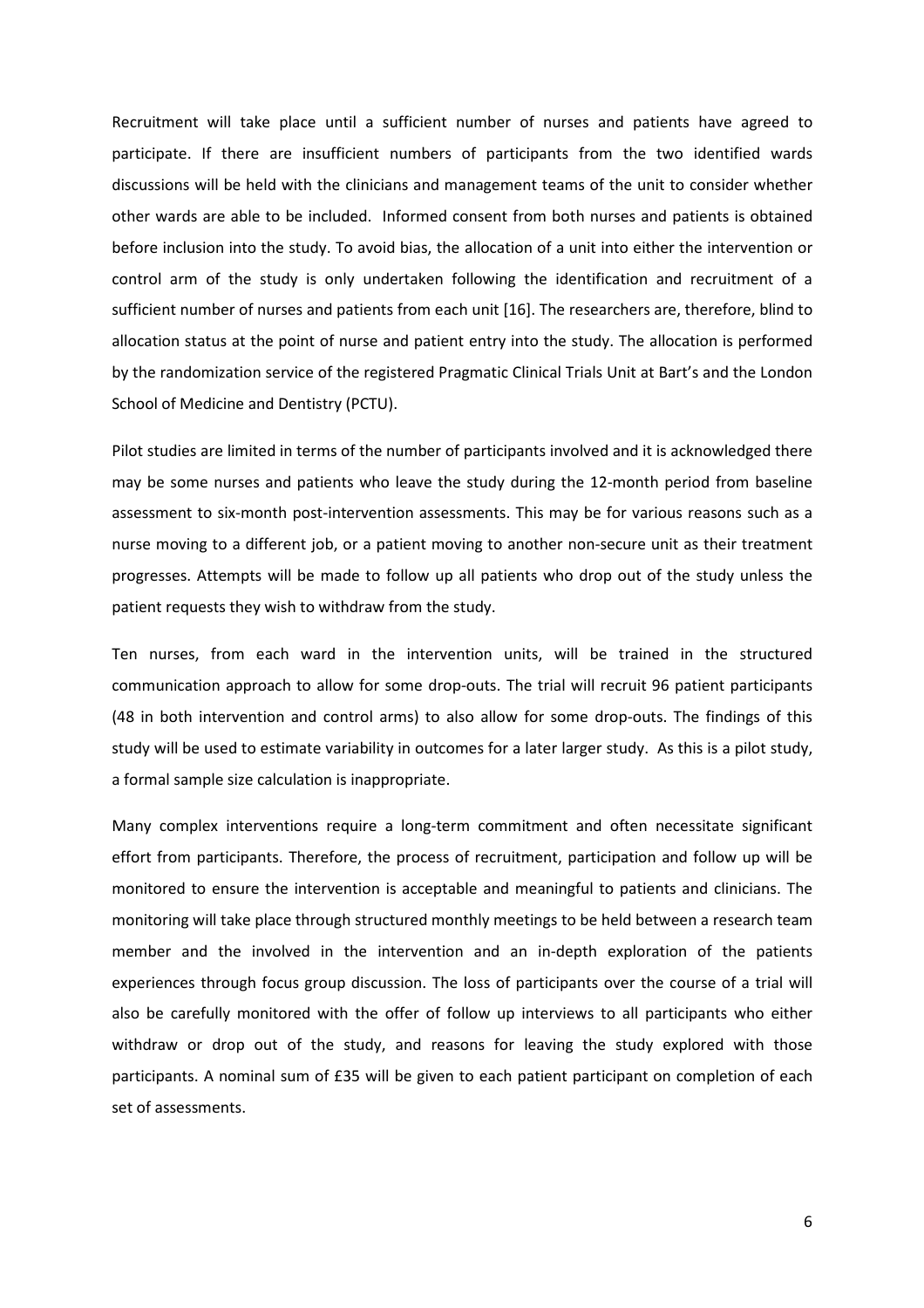Recruitment will take place until a sufficient number of nurses and patients have agreed to participate. If there are insufficient numbers of participants from the two identified wards discussions will be held with the clinicians and management teams of the unit to consider whether other wards are able to be included. Informed consent from both nurses and patients is obtained before inclusion into the study. To avoid bias, the allocation of a unit into either the intervention or control arm of the study is only undertaken following the identification and recruitment of a sufficient number of nurses and patients from each unit [16]. The researchers are, therefore, blind to allocation status at the point of nurse and patient entry into the study. The allocation is performed by the randomization service of the registered Pragmatic Clinical Trials Unit at Bart's and the London School of Medicine and Dentistry (PCTU).

Pilot studies are limited in terms of the number of participants involved and it is acknowledged there may be some nurses and patients who leave the study during the 12-month period from baseline assessment to six-month post-intervention assessments. This may be for various reasons such as a nurse moving to a different job, or a patient moving to another non-secure unit as their treatment progresses. Attempts will be made to follow up all patients who drop out of the study unless the patient requests they wish to withdraw from the study.

Ten nurses, from each ward in the intervention units, will be trained in the structured communication approach to allow for some drop-outs. The trial will recruit 96 patient participants (48 in both intervention and control arms) to also allow for some drop-outs. The findings of this study will be used to estimate variability in outcomes for a later larger study. As this is a pilot study, a formal sample size calculation is inappropriate.

Many complex interventions require a long-term commitment and often necessitate significant effort from participants. Therefore, the process of recruitment, participation and follow up will be monitored to ensure the intervention is acceptable and meaningful to patients and clinicians. The monitoring will take place through structured monthly meetings to be held between a research team member and the involved in the intervention and an in-depth exploration of the patients experiences through focus group discussion. The loss of participants over the course of a trial will also be carefully monitored with the offer of follow up interviews to all participants who either withdraw or drop out of the study, and reasons for leaving the study explored with those participants. A nominal sum of £35 will be given to each patient participant on completion of each set of assessments.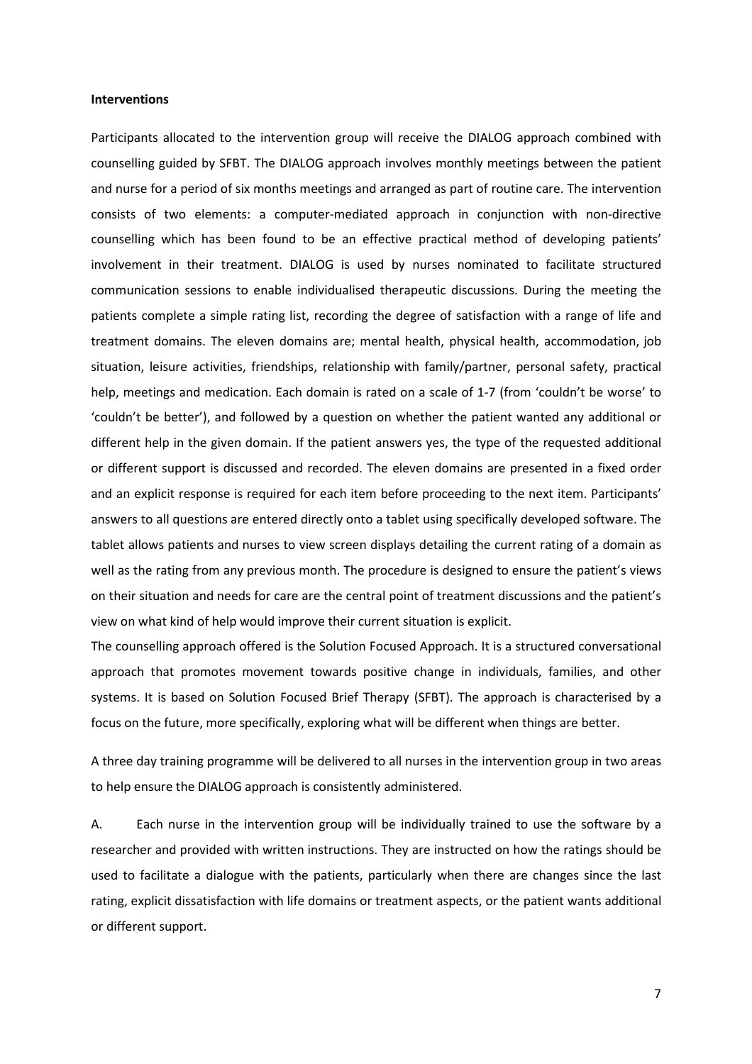**Interventions**

Participants allocated to the intervention group will receive the DIALOG approach combined with counselling guided by SFBT. The DIALOG approach involves monthly meetings between the patient and nurse for a period of six months meetings and arranged as part of routine care. The intervention consists of two elements: a computer-mediated approach in conjunction with non-directive counselling which has been found to be an effective practical method of developing patients' involvement in their treatment. DIALOG is used by nurses nominated to facilitate structured communication sessions to enable individualised therapeutic discussions. During the meeting the patients complete a simple rating list, recording the degree of satisfaction with a range of life and treatment domains. The eleven domains are; mental health, physical health, accommodation, job situation, leisure activities, friendships, relationship with family/partner, personal safety, practical help, meetings and medication. Each domain is rated on a scale of 1-7 (from 'couldn't be worse' to 'couldn't be better'), and followed by a question on whether the patient wanted any additional or different help in the given domain. If the patient answers yes, the type of the requested additional or different support is discussed and recorded. The eleven domains are presented in a fixed order and an explicit response is required for each item before proceeding to the next item. Participants' answers to all questions are entered directly onto a tablet using specifically developed software. The tablet allows patients and nurses to view screen displays detailing the current rating of a domain as well as the rating from any previous month. The procedure is designed to ensure the patient's views on their situation and needs for care are the central point of treatment discussions and the patient's view on what kind of help would improve their current situation is explicit.

The counselling approach offered is the Solution Focused Approach. It is a structured conversational approach that promotes movement towards positive change in individuals, families, and other systems. It is based on Solution Focused Brief Therapy (SFBT). The approach is characterised by a focus on the future, more specifically, exploring what will be different when things are better.

A three day training programme will be delivered to all nurses in the intervention group in two areas to help ensure the DIALOG approach is consistently administered.

A. Each nurse in the intervention group will be individually trained to use the software by a researcher and provided with written instructions. They are instructed on how the ratings should be used to facilitate a dialogue with the patients, particularly when there are changes since the last rating, explicit dissatisfaction with life domains or treatment aspects, or the patient wants additional or different support.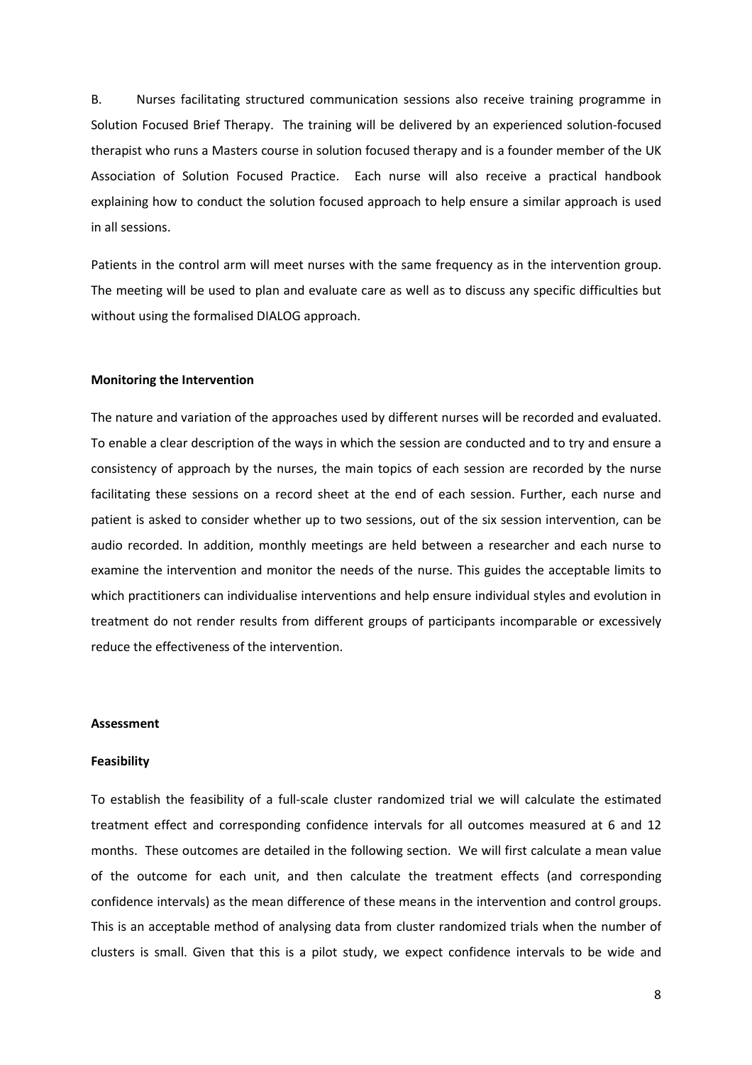B. Nurses facilitating structured communication sessions also receive training programme in Solution Focused Brief Therapy. The training will be delivered by an experienced solution-focused therapist who runs a Masters course in solution focused therapy and is a founder member of the UK Association of Solution Focused Practice. Each nurse will also receive a practical handbook explaining how to conduct the solution focused approach to help ensure a similar approach is used in all sessions.

Patients in the control arm will meet nurses with the same frequency as in the intervention group. The meeting will be used to plan and evaluate care as well as to discuss any specific difficulties but without using the formalised DIALOG approach.

**Monitoring the Intervention**

The nature and variation of the approaches used by different nurses will be recorded and evaluated. To enable a clear description of the ways in which the session are conducted and to try and ensure a consistency of approach by the nurses, the main topics of each session are recorded by the nurse facilitating these sessions on a record sheet at the end of each session. Further, each nurse and patient is asked to consider whether up to two sessions, out of the six session intervention, can be audio recorded. In addition, monthly meetings are held between a researcher and each nurse to examine the intervention and monitor the needs of the nurse. This guides the acceptable limits to which practitioners can individualise interventions and help ensure individual styles and evolution in treatment do not render results from different groups of participants incomparable or excessively reduce the effectiveness of the intervention.

**Assessment**

**Feasibility**

To establish the feasibility of a full-scale cluster randomized trial we will calculate the estimated treatment effect and corresponding confidence intervals for all outcomes measured at 6 and 12 months. These outcomes are detailed in the following section. We will first calculate a mean value of the outcome for each unit, and then calculate the treatment effects (and corresponding confidence intervals) as the mean difference of these means in the intervention and control groups. This is an acceptable method of analysing data from cluster randomized trials when the number of clusters is small. Given that this is a pilot study, we expect confidence intervals to be wide and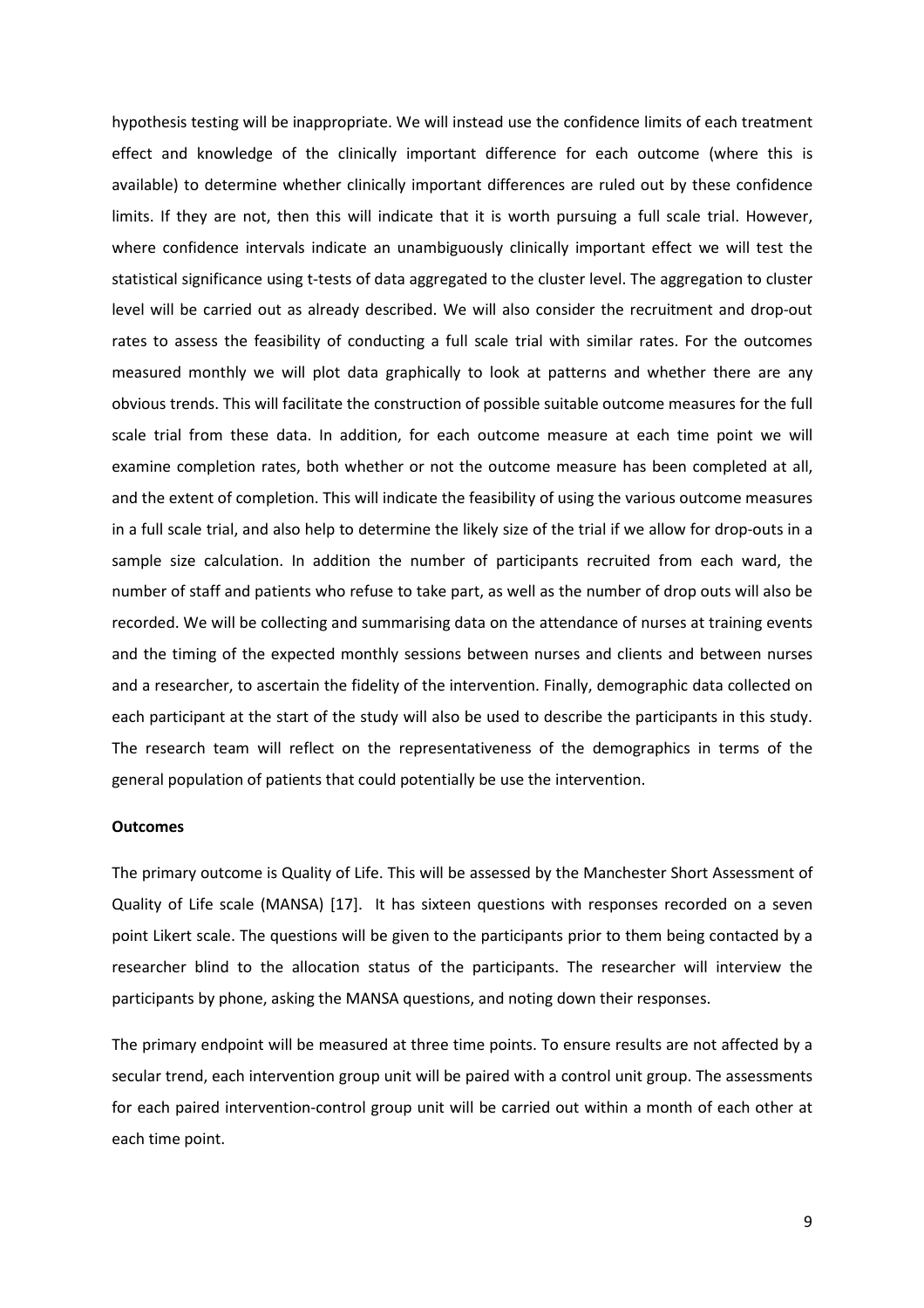hypothesis testing will be inappropriate. We will instead use the confidence limits of each treatment effect and knowledge of the clinically important difference for each outcome (where this is available) to determine whether clinically important differences are ruled out by these confidence limits. If they are not, then this will indicate that it is worth pursuing a full scale trial. However, where confidence intervals indicate an unambiguously clinically important effect we will test the statistical significance using t-tests of data aggregated to the cluster level. The aggregation to cluster level will be carried out as already described. We will also consider the recruitment and drop-out rates to assess the feasibility of conducting a full scale trial with similar rates. For the outcomes measured monthly we will plot data graphically to look at patterns and whether there are any obvious trends. This will facilitate the construction of possible suitable outcome measures for the full scale trial from these data. In addition, for each outcome measure at each time point we will examine completion rates, both whether or not the outcome measure has been completed at all, and the extent of completion. This will indicate the feasibility of using the various outcome measures in a full scale trial, and also help to determine the likely size of the trial if we allow for drop-outs in a sample size calculation. In addition the number of participants recruited from each ward, the number of staff and patients who refuse to take part, as well as the number of drop outs will also be recorded. We will be collecting and summarising data on the attendance of nurses at training events and the timing of the expected monthly sessions between nurses and clients and between nurses and a researcher, to ascertain the fidelity of the intervention. Finally, demographic data collected on each participant at the start of the study will also be used to describe the participants in this study. The research team will reflect on the representativeness of the demographics in terms of the general population of patients that could potentially be use the intervention.

**Outcomes**

The primary outcome is Quality of Life. This will be assessed by the Manchester Short Assessment of Quality of Life scale (MANSA) [17]. It has sixteen questions with responses recorded on a seven point Likert scale. The questions will be given to the participants prior to them being contacted by a researcher blind to the allocation status of the participants. The researcher will interview the participants by phone, asking the MANSA questions, and noting down their responses.

The primary endpoint will be measured at three time points. To ensure results are not affected by a secular trend, each intervention group unit will be paired with a control unit group. The assessments for each paired intervention-control group unit will be carried out within a month of each other at each time point.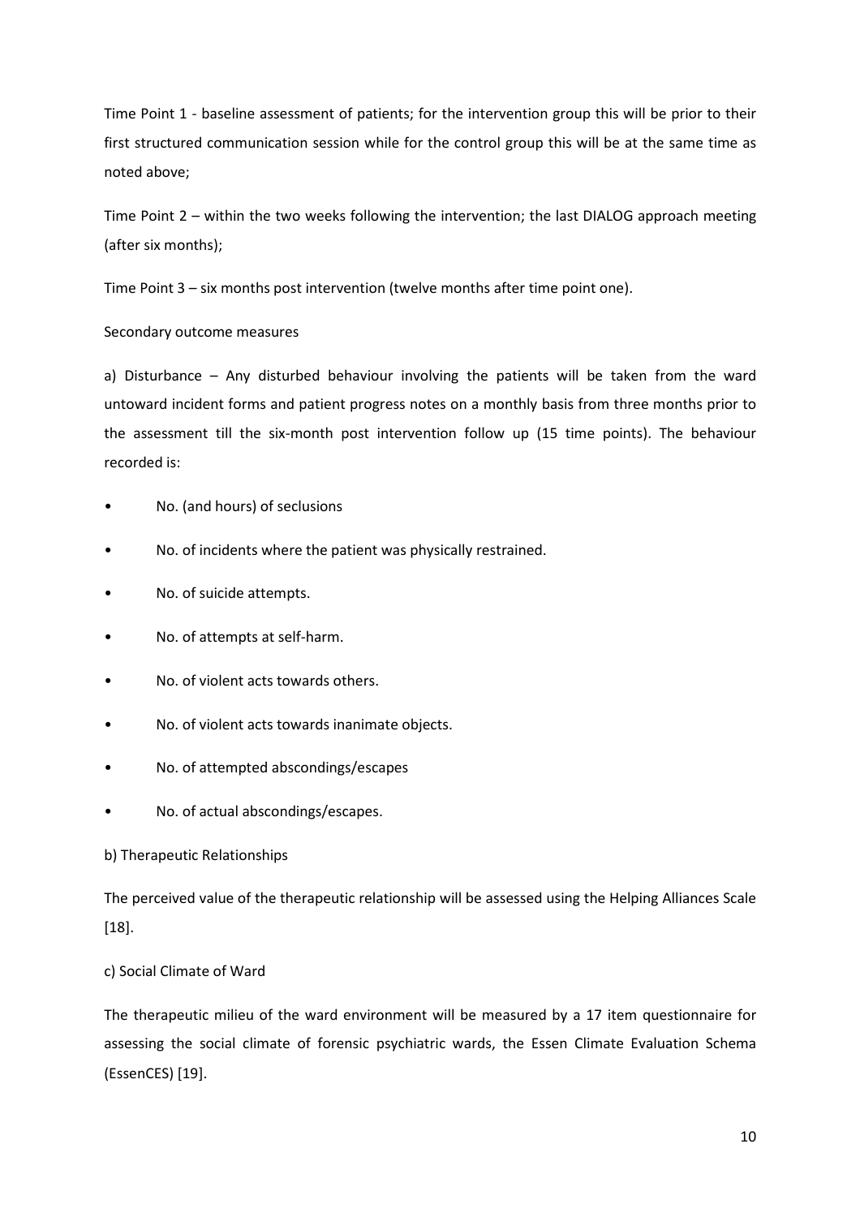Time Point 1 - baseline assessment of patients; for the intervention group this will be prior to their first structured communication session while for the control group this will be at the same time as noted above;

Time Point 2 – within the two weeks following the intervention; the last DIALOG approach meeting (after six months);

Time Point 3 – six months post intervention (twelve months after time point one).

Secondary outcome measures

a) Disturbance – Any disturbed behaviour involving the patients will be taken from the ward untoward incident forms and patient progress notes on a monthly basis from three months prior to the assessment till the six-month post intervention follow up (15 time points). The behaviour recorded is:

- No. (and hours) of seclusions
- No. of incidents where the patient was physically restrained.
- No. of suicide attempts.
- No. of attempts at self-harm.
- No. of violent acts towards others.
- No. of violent acts towards inanimate objects.
- No. of attempted abscondings/escapes
- No. of actual abscondings/escapes.

b) Therapeutic Relationships

The perceived value of the therapeutic relationship will be assessed using the Helping Alliances Scale [18].

c) Social Climate of Ward

The therapeutic milieu of the ward environment will be measured by a 17 item questionnaire for assessing the social climate of forensic psychiatric wards, the Essen Climate Evaluation Schema (EssenCES) [19].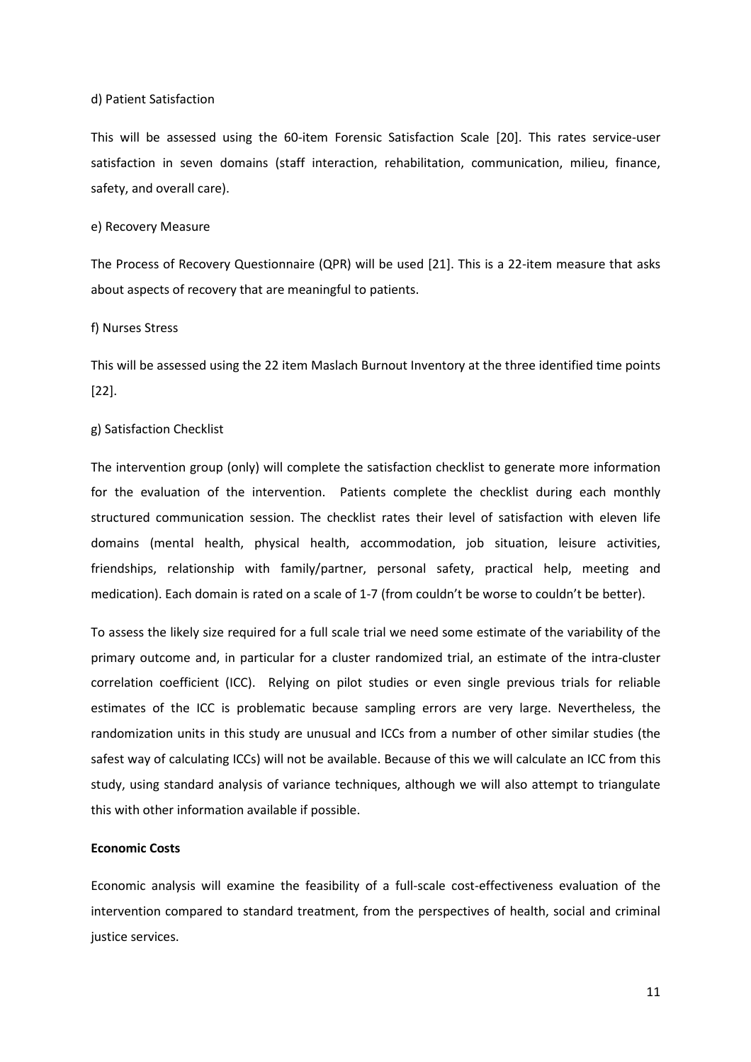d) Patient Satisfaction

This will be assessed using the 60-item Forensic Satisfaction Scale [20]. This rates service-user satisfaction in seven domains (staff interaction, rehabilitation, communication, milieu, finance, safety, and overall care).

e) Recovery Measure

The Process of Recovery Questionnaire (QPR) will be used [21]. This is a 22-item measure that asks about aspects of recovery that are meaningful to patients.

f) Nurses Stress

This will be assessed using the 22 item Maslach Burnout Inventory at the three identified time points [22].

g) Satisfaction Checklist

The intervention group (only) will complete the satisfaction checklist to generate more information for the evaluation of the intervention. Patients complete the checklist during each monthly structured communication session. The checklist rates their level of satisfaction with eleven life domains (mental health, physical health, accommodation, job situation, leisure activities, friendships, relationship with family/partner, personal safety, practical help, meeting and medication). Each domain is rated on a scale of 1-7 (from couldn't be worse to couldn't be better).

To assess the likely size required for a full scale trial we need some estimate of the variability of the primary outcome and, in particular for a cluster randomized trial, an estimate of the intra-cluster correlation coefficient (ICC). Relying on pilot studies or even single previous trials for reliable estimates of the ICC is problematic because sampling errors are very large. Nevertheless, the randomization units in this study are unusual and ICCs from a number of other similar studies (the safest way of calculating ICCs) will not be available. Because of this we will calculate an ICC from this study, using standard analysis of variance techniques, although we will also attempt to triangulate this with other information available if possible.

**Economic Costs**

Economic analysis will examine the feasibility of a full-scale cost-effectiveness evaluation of the intervention compared to standard treatment, from the perspectives of health, social and criminal justice services.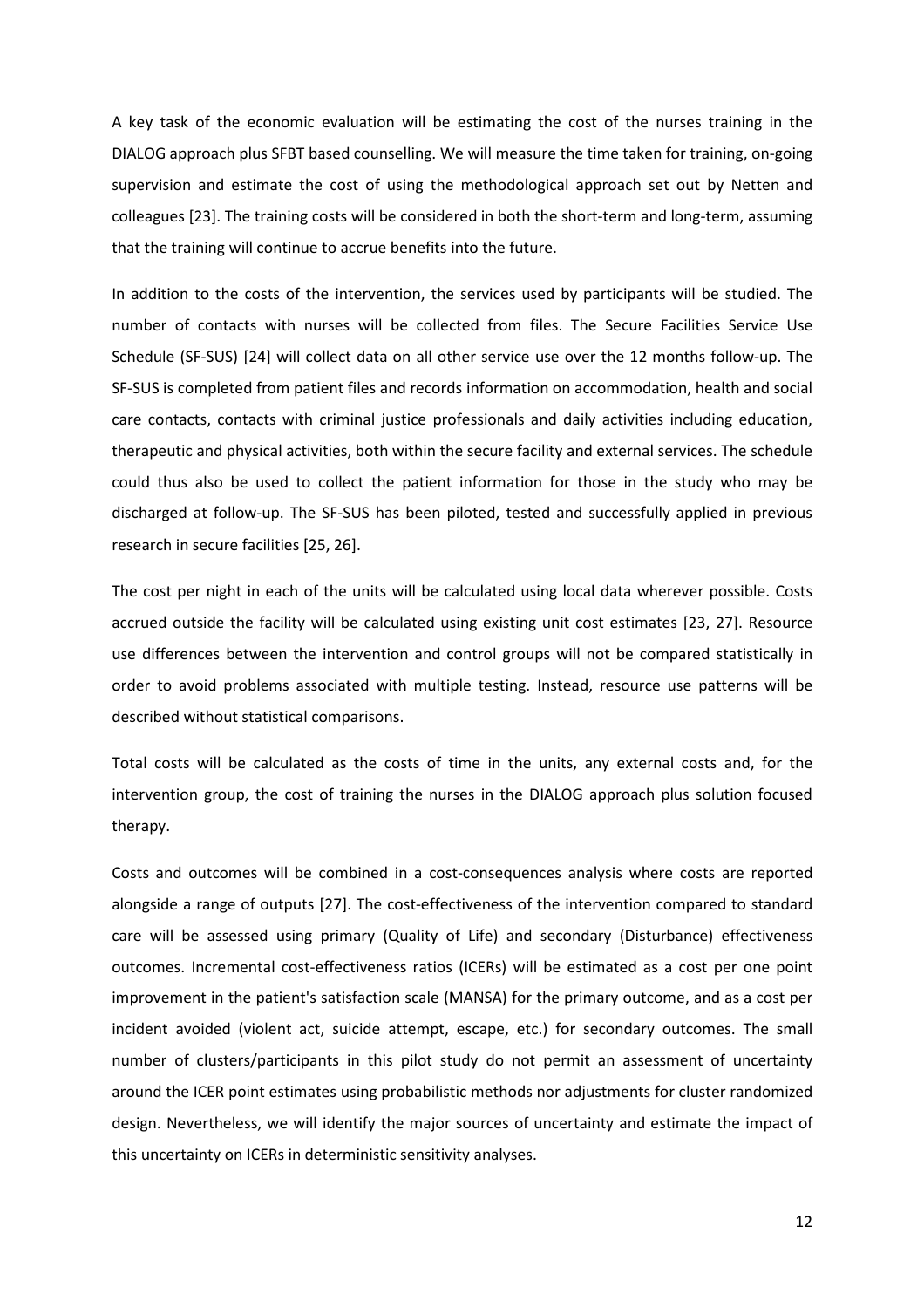A key task of the economic evaluation will be estimating the cost of the nurses training in the DIALOG approach plus SFBT based counselling. We will measure the time taken for training, on-going supervision and estimate the cost of using the methodological approach set out by Netten and colleagues [23]. The training costs will be considered in both the short-term and long-term, assuming that the training will continue to accrue benefits into the future.

In addition to the costs of the intervention, the services used by participants will be studied. The number of contacts with nurses will be collected from files. The Secure Facilities Service Use Schedule (SF-SUS) [24] will collect data on all other service use over the 12 months follow-up. The SF-SUS is completed from patient files and records information on accommodation, health and social care contacts, contacts with criminal justice professionals and daily activities including education, therapeutic and physical activities, both within the secure facility and external services. The schedule could thus also be used to collect the patient information for those in the study who may be discharged at follow-up. The SF-SUS has been piloted, tested and successfully applied in previous research in secure facilities [25, 26].

The cost per night in each of the units will be calculated using local data wherever possible. Costs accrued outside the facility will be calculated using existing unit cost estimates [23, 27]. Resource use differences between the intervention and control groups will not be compared statistically in order to avoid problems associated with multiple testing. Instead, resource use patterns will be described without statistical comparisons.

Total costs will be calculated as the costs of time in the units, any external costs and, for the intervention group, the cost of training the nurses in the DIALOG approach plus solution focused therapy.

Costs and outcomes will be combined in a cost-consequences analysis where costs are reported alongside a range of outputs [27]. The cost-effectiveness of the intervention compared to standard care will be assessed using primary (Quality of Life) and secondary (Disturbance) effectiveness outcomes. Incremental cost-effectiveness ratios (ICERs) will be estimated as a cost per one point improvement in the patient's satisfaction scale (MANSA) for the primary outcome, and as a cost per incident avoided (violent act, suicide attempt, escape, etc.) for secondary outcomes. The small number of clusters/participants in this pilot study do not permit an assessment of uncertainty around the ICER point estimates using probabilistic methods nor adjustments for cluster randomized design. Nevertheless, we will identify the major sources of uncertainty and estimate the impact of this uncertainty on ICERs in deterministic sensitivity analyses.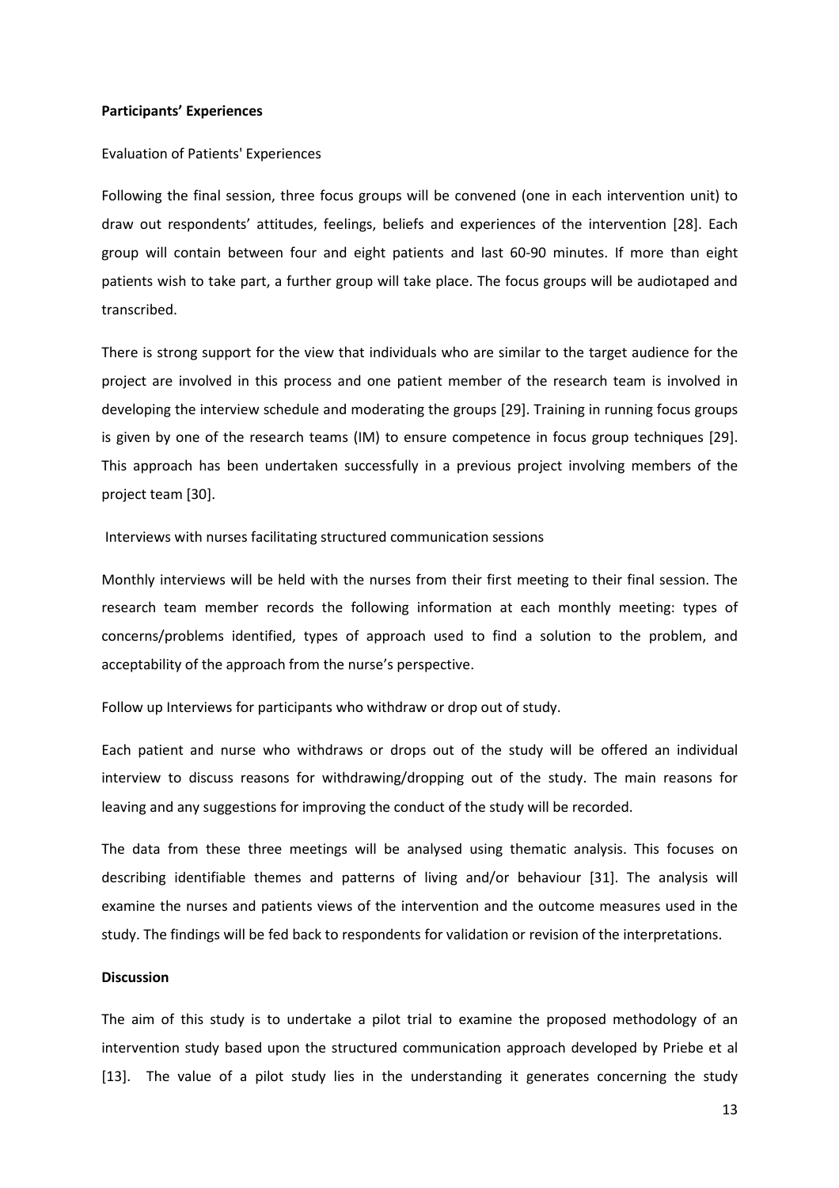**Participants' Experiences**

Evaluation of Patients' Experiences

Following the final session, three focus groups will be convened (one in each intervention unit) to draw out respondents' attitudes, feelings, beliefs and experiences of the intervention [28]. Each group will contain between four and eight patients and last 60-90 minutes. If more than eight patients wish to take part, a further group will take place. The focus groups will be audiotaped and transcribed.

There is strong support for the view that individuals who are similar to the target audience for the project are involved in this process and one patient member of the research team is involved in developing the interview schedule and moderating the groups [29]. Training in running focus groups is given by one of the research teams (IM) to ensure competence in focus group techniques [29]. This approach has been undertaken successfully in a previous project involving members of the project team [30].

Interviews with nurses facilitating structured communication sessions

Monthly interviews will be held with the nurses from their first meeting to their final session. The research team member records the following information at each monthly meeting: types of concerns/problems identified, types of approach used to find a solution to the problem, and acceptability of the approach from the nurse's perspective.

Follow up Interviews for participants who withdraw or drop out of study.

Each patient and nurse who withdraws or drops out of the study will be offered an individual interview to discuss reasons for withdrawing/dropping out of the study. The main reasons for leaving and any suggestions for improving the conduct of the study will be recorded.

The data from these three meetings will be analysed using thematic analysis. This focuses on describing identifiable themes and patterns of living and/or behaviour [31]. The analysis will examine the nurses and patients views of the intervention and the outcome measures used in the study. The findings will be fed back to respondents for validation or revision of the interpretations.

**Discussion**

The aim of this study is to undertake a pilot trial to examine the proposed methodology of an intervention study based upon the structured communication approach developed by Priebe et al [13]. The value of a pilot study lies in the understanding it generates concerning the study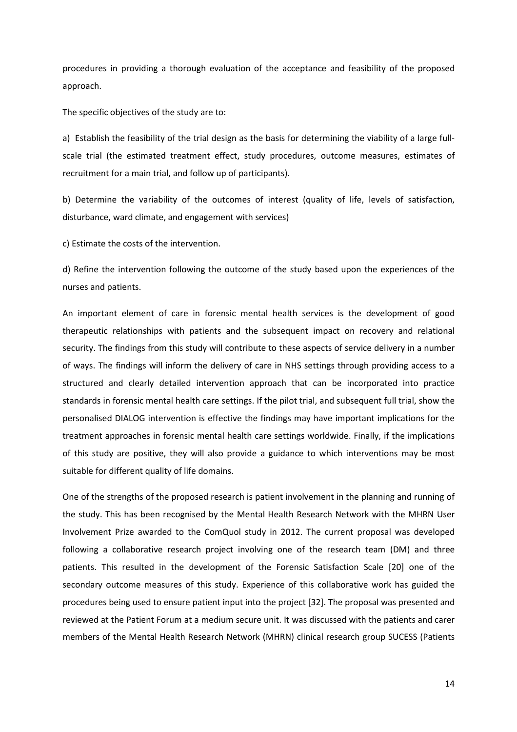procedures in providing a thorough evaluation of the acceptance and feasibility of the proposed approach.

The specific objectives of the study are to:

a) Establish the feasibility of the trial design as the basis for determining the viability of a large full-scale trial (the estimated treatment effect, study procedures, outcome measures, estimates of recruitment for a main trial, and follow up of participants).

b) Determine the variability of the outcomes of interest (quality of life, levels of satisfaction, disturbance, ward climate, and engagement with services)

c) Estimate the costs of the intervention.

d) Refine the intervention following the outcome of the study based upon the experiences of the nurses and patients.

An important element of care in forensic mental health services is the development of good therapeutic relationships with patients and the subsequent impact on recovery and relational security. The findings from this study will contribute to these aspects of service delivery in a number of ways. The findings will inform the delivery of care in NHS settings through providing access to a structured and clearly detailed intervention approach that can be incorporated into practice standards in forensic mental health care settings. If the pilot trial, and subsequent full trial, show the personalised DIALOG intervention is effective the findings may have important implications for the treatment approaches in forensic mental health care settings worldwide. Finally, if the implications of this study are positive, they will also provide a guidance to which interventions may be most suitable for different quality of life domains.

One of the strengths of the proposed research is patient involvement in the planning and running of the study. This has been recognised by the Mental Health Research Network with the MHRN User Involvement Prize awarded to the ComQuol study in 2012. The current proposal was developed following a collaborative research project involving one of the research team (DM) and three patients. This resulted in the development of the Forensic Satisfaction Scale [20] one of the secondary outcome measures of this study. Experience of this collaborative work has guided the procedures being used to ensure patient input into the project [32]. The proposal was presented and reviewed at the Patient Forum at a medium secure unit. It was discussed with the patients and carer members of the Mental Health Research Network (MHRN) clinical research group SUCESS (Patients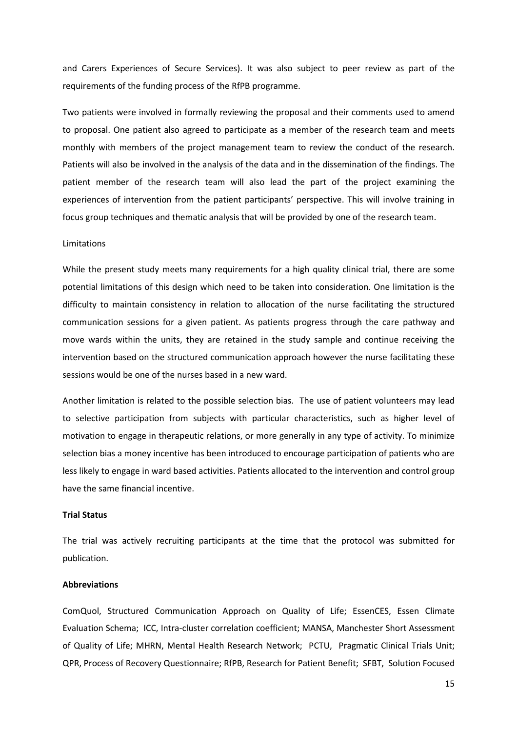and Carers Experiences of Secure Services). It was also subject to peer review as part of the requirements of the funding process of the RfPB programme.

Two patients were involved in formally reviewing the proposal and their comments used to amend to proposal. One patient also agreed to participate as a member of the research team and meets monthly with members of the project management team to review the conduct of the research. Patients will also be involved in the analysis of the data and in the dissemination of the findings. The patient member of the research team will also lead the part of the project examining the experiences of intervention from the patient participants' perspective. This will involve training in focus group techniques and thematic analysis that will be provided by one of the research team.

Limitations

While the present study meets many requirements for a high quality clinical trial, there are some potential limitations of this design which need to be taken into consideration. One limitation is the difficulty to maintain consistency in relation to allocation of the nurse facilitating the structured communication sessions for a given patient. As patients progress through the care pathway and move wards within the units, they are retained in the study sample and continue receiving the intervention based on the structured communication approach however the nurse facilitating these sessions would be one of the nurses based in a new ward.

Another limitation is related to the possible selection bias. The use of patient volunteers may lead to selective participation from subjects with particular characteristics, such as higher level of motivation to engage in therapeutic relations, or more generally in any type of activity. To minimize selection bias a money incentive has been introduced to encourage participation of patients who are less likely to engage in ward based activities. Patients allocated to the intervention and control group have the same financial incentive.

**Trial Status**

The trial was actively recruiting participants at the time that the protocol was submitted for publication.

**Abbreviations**

ComQuol, Structured Communication Approach on Quality of Life; EssenCES, Essen Climate Evaluation Schema; ICC, Intra-cluster correlation coefficient; MANSA, Manchester Short Assessment of Quality of Life; MHRN, Mental Health Research Network; PCTU, Pragmatic Clinical Trials Unit; QPR, Process of Recovery Questionnaire; RfPB, Research for Patient Benefit; SFBT, Solution Focused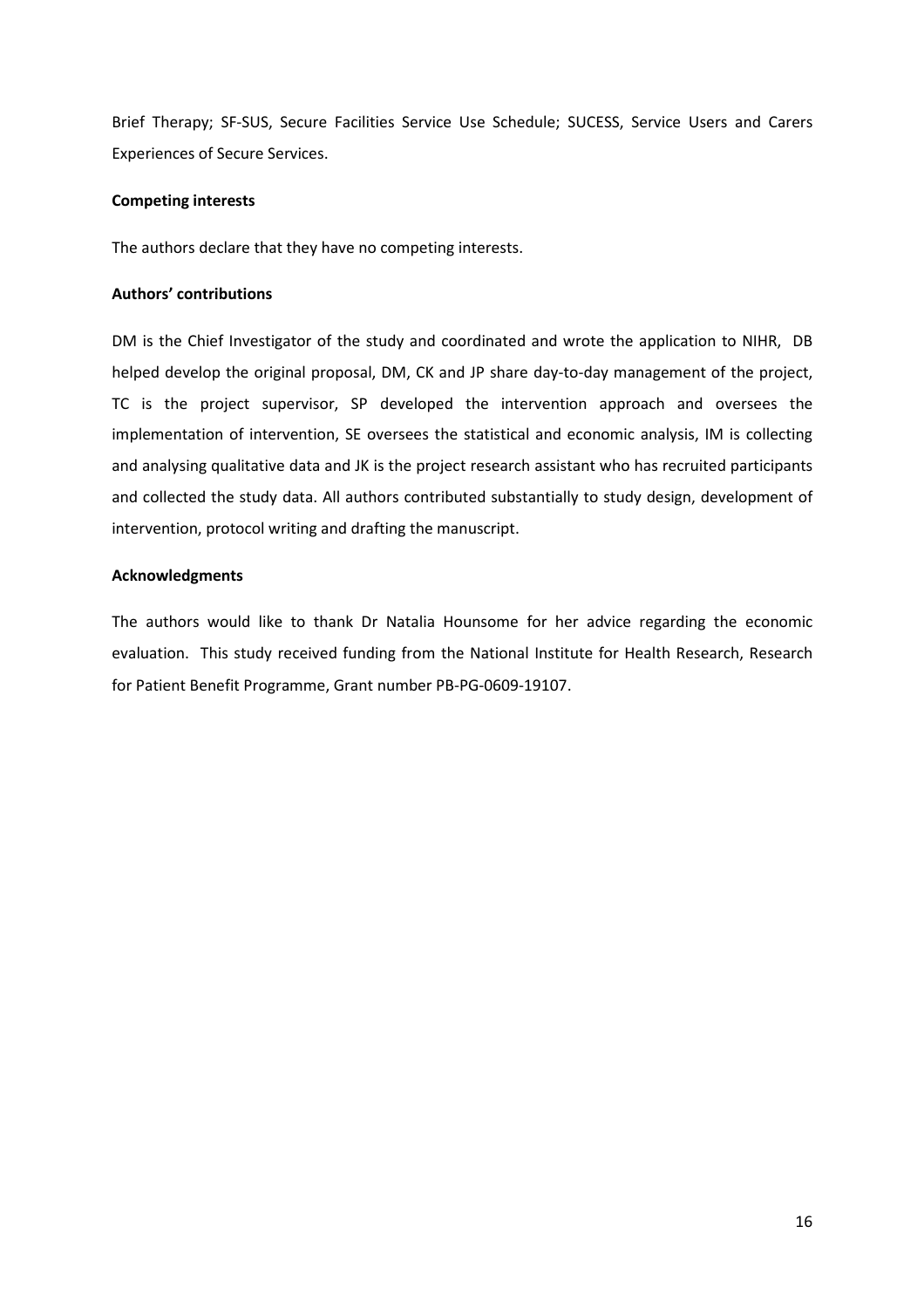Brief Therapy; SF-SUS, Secure Facilities Service Use Schedule; SUCESS, Service Users and Carers Experiences of Secure Services.

**Competing interests**

The authors declare that they have no competing interests.

**Authors' contributions**

DM is the Chief Investigator of the study and coordinated and wrote the application to NIHR, DB helped develop the original proposal, DM, CK and JP share day-to-day management of the project, TC is the project supervisor, SP developed the intervention approach and oversees the implementation of intervention, SE oversees the statistical and economic analysis, IM is collecting and analysing qualitative data and JK is the project research assistant who has recruited participants and collected the study data. All authors contributed substantially to study design, development of intervention, protocol writing and drafting the manuscript.

**Acknowledgments**

The authors would like to thank Dr Natalia Hounsome for her advice regarding the economic evaluation. This study received funding from the National Institute for Health Research, Research for Patient Benefit Programme, Grant number PB-PG-0609-19107.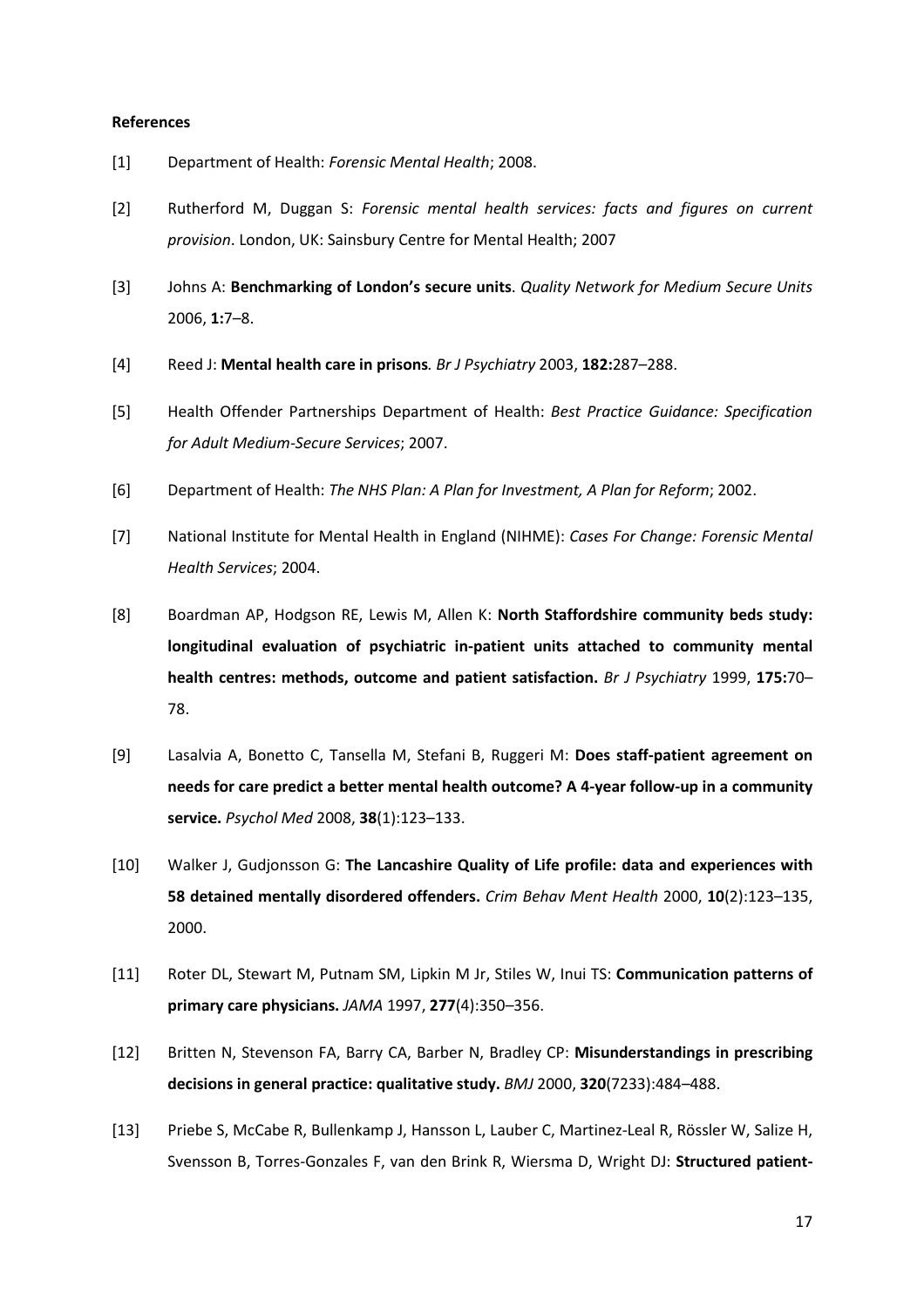**References**

[1] Department of Health: *Forensic Mental Health*; 2008.

[2] Rutherford M, Duggan S: *Forensic mental health services: facts and figures on current provision*. London, UK: Sainsbury Centre for Mental Health; 2007

[3] Johns A: **Benchmarking of London's secure units**. *Quality Network for Medium Secure Units* 2006, **1:**7–8.

[4] Reed J: **Mental health care in prisons***. Br J Psychiatry* 2003, **182:**287–288.

[5] Health Offender Partnerships Department of Health: *Best Practice Guidance: Specification for Adult Medium-Secure Services*; 2007.

[6] Department of Health: *The NHS Plan: A Plan for Investment, A Plan for Reform*; 2002.

[7] National Institute for Mental Health in England (NIHME): *Cases For Change: Forensic Mental Health Services*; 2004.

[8] Boardman AP, Hodgson RE, Lewis M, Allen K: **North Staffordshire community beds study: longitudinal evaluation of psychiatric in-patient units attached to community mental health centres: methods, outcome and patient satisfaction.** *Br J Psychiatry* 1999, **175:**70–78.

[9] Lasalvia A, Bonetto C, Tansella M, Stefani B, Ruggeri M: **Does staff-patient agreement on needs for care predict a better mental health outcome? A 4-year follow-up in a community service.** *Psychol Med* 2008, **38**(1):123–133.

[10] Walker J, Gudjonsson G: **The Lancashire Quality of Life profile: data and experiences with 58 detained mentally disordered offenders.** *Crim Behav Ment Health* 2000, **10**(2):123–135, 2000.

[11] Roter DL, Stewart M, Putnam SM, Lipkin M Jr, Stiles W, Inui TS: **Communication patterns of primary care physicians.** *JAMA* 1997, **277**(4):350–356.

[12] Britten N, Stevenson FA, Barry CA, Barber N, Bradley CP: **Misunderstandings in prescribing decisions in general practice: qualitative study.** *BMJ* 2000, **320**(7233):484–488.

[13] Priebe S, McCabe R, Bullenkamp J, Hansson L, Lauber C, Martinez-Leal R, Rössler W, Salize H, Svensson B, Torres-Gonzales F, van den Brink R, Wiersma D, Wright DJ: **Structured patient-**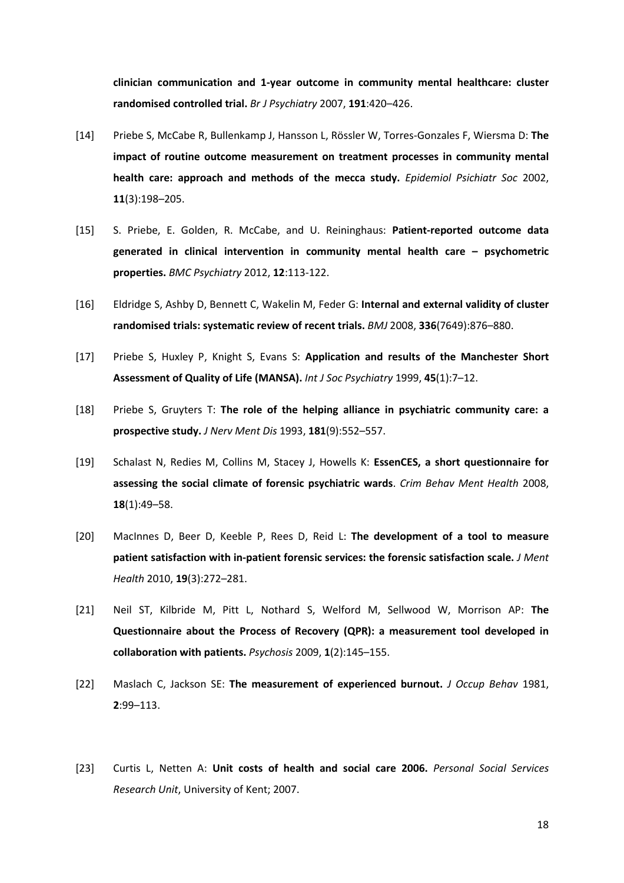**clinician communication and 1-year outcome in community mental healthcare: cluster randomised controlled trial.** *Br J Psychiatry* 2007, **191**:420–426.

[14] Priebe S, McCabe R, Bullenkamp J, Hansson L, Rössler W, Torres-Gonzales F, Wiersma D: **The impact of routine outcome measurement on treatment processes in community mental health care: approach and methods of the mecca study.** *Epidemiol Psichiatr Soc* 2002, **11**(3):198–205.

[15] S. Priebe, E. Golden, R. McCabe, and U. Reininghaus: **Patient-reported outcome data generated in clinical intervention in community mental health care – psychometric properties.** *BMC Psychiatry* 2012, **12**:113-122.

[16] Eldridge S, Ashby D, Bennett C, Wakelin M, Feder G: **Internal and external validity of cluster randomised trials: systematic review of recent trials.** *BMJ* 2008, **336**(7649):876–880.

[17] Priebe S, Huxley P, Knight S, Evans S: **Application and results of the Manchester Short Assessment of Quality of Life (MANSA).** *Int J Soc Psychiatry* 1999, **45**(1):7–12.

[18] Priebe S, Gruyters T: **The role of the helping alliance in psychiatric community care: a prospective study.** *J Nerv Ment Dis* 1993, **181**(9):552–557.

[19] Schalast N, Redies M, Collins M, Stacey J, Howells K: **EssenCES, a short questionnaire for assessing the social climate of forensic psychiatric wards**. *Crim Behav Ment Health* 2008, **18**(1):49–58.

[20] MacInnes D, Beer D, Keeble P, Rees D, Reid L: **The development of a tool to measure patient satisfaction with in-patient forensic services: the forensic satisfaction scale.** *J Ment Health* 2010, **19**(3):272–281.

[21] Neil ST, Kilbride M, Pitt L, Nothard S, Welford M, Sellwood W, Morrison AP: **The Questionnaire about the Process of Recovery (QPR): a measurement tool developed in collaboration with patients.** *Psychosis* 2009, **1**(2):145–155.

[22] Maslach C, Jackson SE: **The measurement of experienced burnout.** *J Occup Behav* 1981, **2**:99–113.

[23] Curtis L, Netten A: **Unit costs of health and social care 2006.** *Personal Social Services Research Unit*, University of Kent; 2007.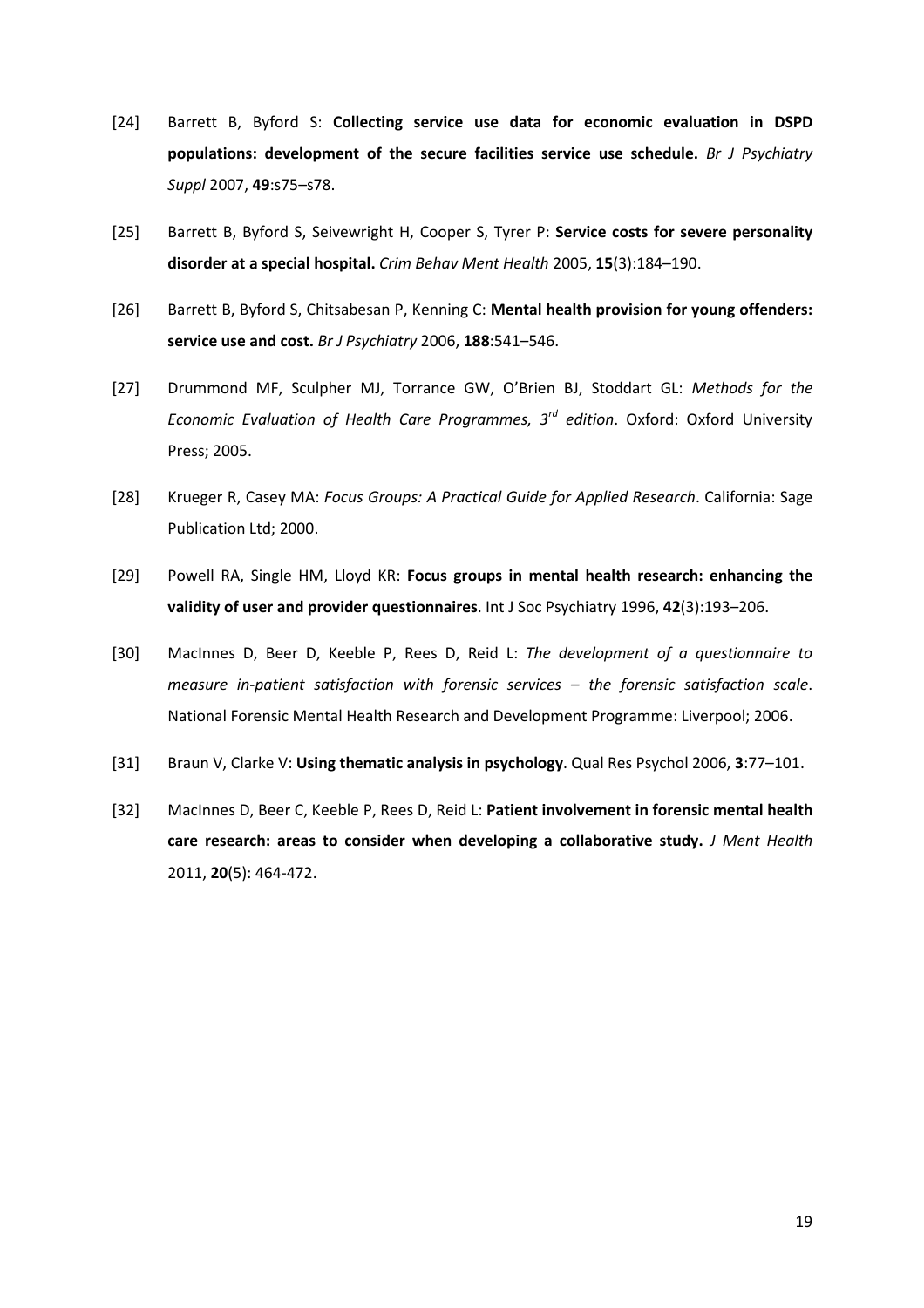[24] Barrett B, Byford S: **Collecting service use data for economic evaluation in DSPD populations: development of the secure facilities service use schedule.** *Br J Psychiatry Suppl* 2007, **49**:s75–s78.

[25] Barrett B, Byford S, Seivewright H, Cooper S, Tyrer P: **Service costs for severe personality disorder at a special hospital.** *Crim Behav Ment Health* 2005, **15**(3):184–190.

[26] Barrett B, Byford S, Chitsabesan P, Kenning C: **Mental health provision for young offenders: service use and cost.** *Br J Psychiatry* 2006, **188**:541–546.

[27] Drummond MF, Sculpher MJ, Torrance GW, O'Brien BJ, Stoddart GL: *Methods for the Economic Evaluation of Health Care Programmes, 3rd edition*. Oxford: Oxford University Press; 2005.

[28] Krueger R, Casey MA: *Focus Groups: A Practical Guide for Applied Research*. California: Sage Publication Ltd; 2000.

[29] Powell RA, Single HM, Lloyd KR: **Focus groups in mental health research: enhancing the validity of user and provider questionnaires**. Int J Soc Psychiatry 1996, **42**(3):193–206.

[30] MacInnes D, Beer D, Keeble P, Rees D, Reid L: *The development of a questionnaire to measure in-patient satisfaction with forensic services – the forensic satisfaction scale*. National Forensic Mental Health Research and Development Programme: Liverpool; 2006.

[31] Braun V, Clarke V: **Using thematic analysis in psychology**. Qual Res Psychol 2006, **3**:77–101.

[32] MacInnes D, Beer C, Keeble P, Rees D, Reid L: **Patient involvement in forensic mental health care research: areas to consider when developing a collaborative study.** *J Ment Health* 2011, **20**(5): 464-472.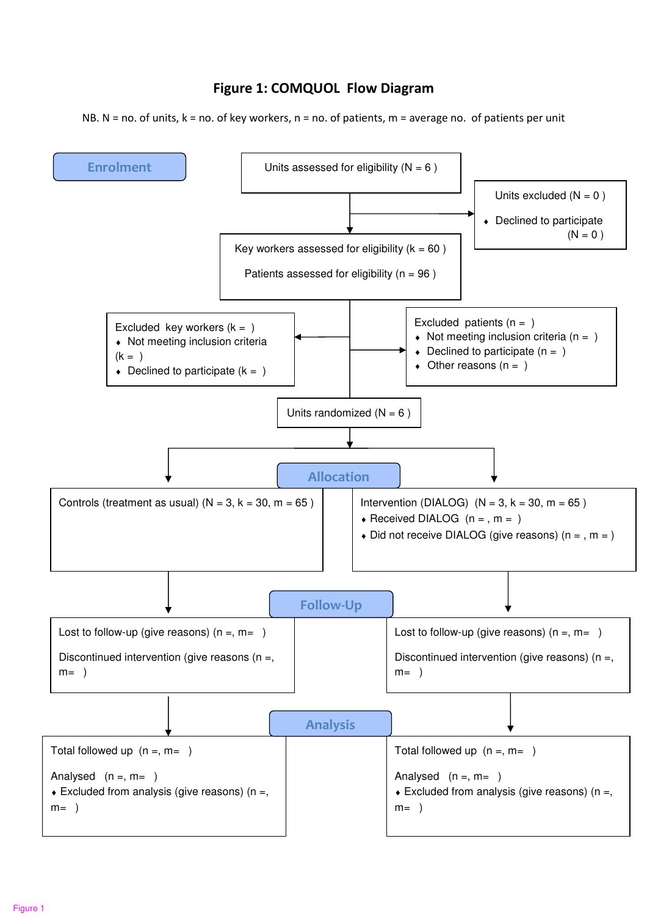# Figure 1: COMQUOL Flow Diagram

NB. N = no. of units, k = no. of key workers, n = no. of patients, m = average no. of patients per unit

**Enrolment**

Units assessed for eligibility (N = 6 )

Units excluded (N = 0 )

- Declined to participate (N = 0 )

Key workers assessed for eligibility (k = 60 )

Patients assessed for eligibility (n = 96 )

Excluded key workers (k = )

- Not meeting inclusion criteria (k = )
- Declined to participate (k = )

Excluded patients (n = )

- Not meeting inclusion criteria (n = )
- Declined to participate (n = )
- Other reasons (n = )

Units randomized (N = 6 )

**Allocation**

Controls (treatment as usual) (N = 3, k = 30, m = 65 )

Intervention (DIALOG) (N = 3, k = 30, m = 65 )

- Received DIALOG (n = , m = )
- Did not receive DIALOG (give reasons) (n = , m = )

**Follow-Up**

Lost to follow-up (give reasons) (n =, m= )

Discontinued intervention (give reasons (n =, m= )

Lost to follow-up (give reasons) (n =, m= )

Discontinued intervention (give reasons) (n =, m= )

**Analysis**

Total followed up (n =, m= )

Analysed (n =, m= )

- Excluded from analysis (give reasons) (n =, m= )

Total followed up (n =, m= )

Analysed (n =, m= )

- Excluded from analysis (give reasons) (n =, m= )

Figure 1